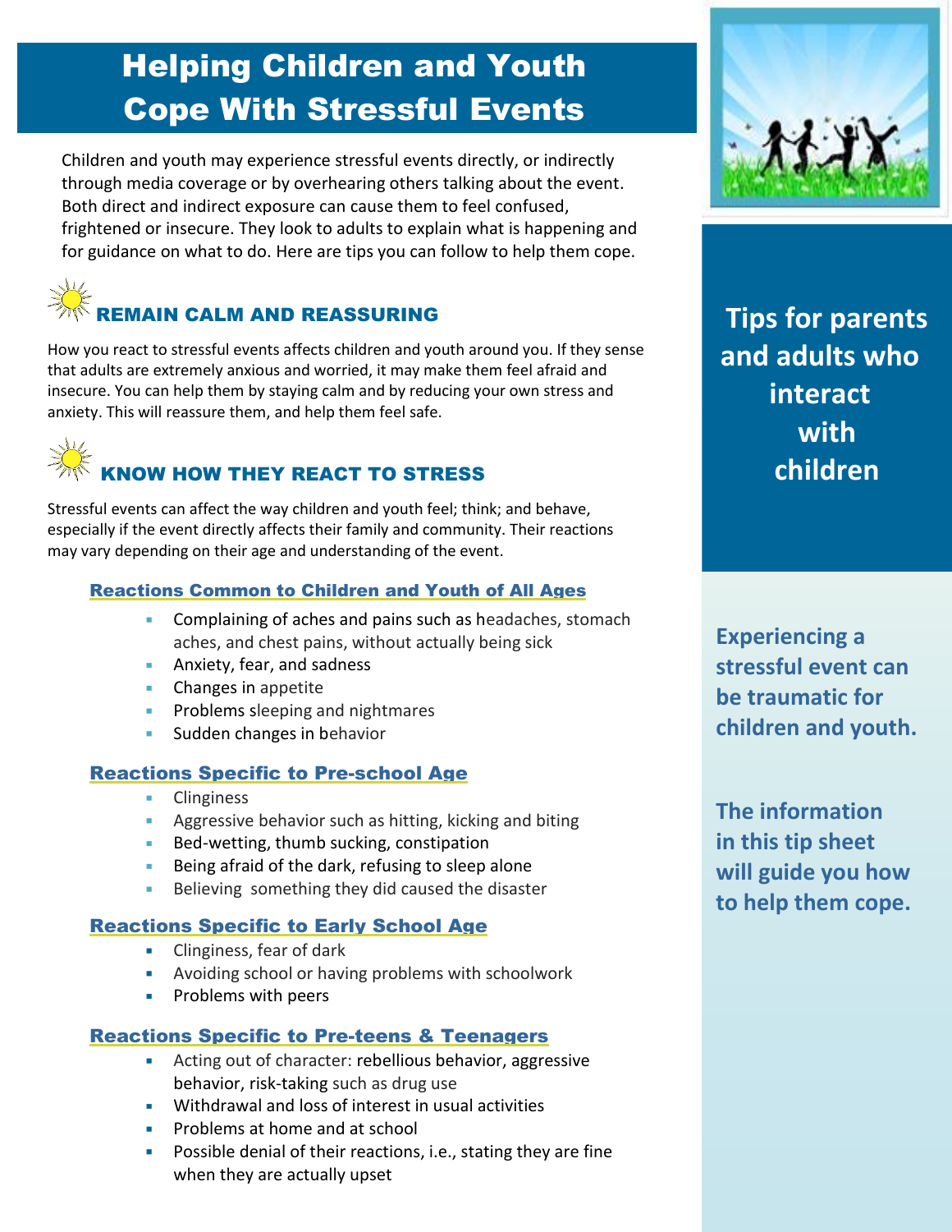# Helping Children and Youth Cope With Stressful Events

Children and youth may experience stressful events directly, or indirectly through media coverage or by overhearing others talking about the event. Both direct and indirect exposure can cause them to feel confused, frightened or insecure. They look to adults to explain what is happening and for guidance on what to do. Here are tips you can follow to help them cope.

## REMAIN CALM AND REASSURING

How you react to stressful events affects children and youth around you. If they sense that adults are extremely anxious and worried, it may make them feel afraid and insecure. You can help them by staying calm and by reducing your own stress and anxiety. This will reassure them, and help them feel safe.

## KNOW HOW THEY REACT TO STRESS

Stressful events can affect the way children and youth feel; think; and behave, especially if the event directly affects their family and community. Their reactions may vary depending on their age and understanding of the event.

### Reactions Common to Children and Youth of All Ages

- Complaining of aches and pains such as headaches, stomach aches, and chest pains, without actually being sick
- Anxiety, fear, and sadness
- Changes in appetite
- Problems sleeping and nightmares
- Sudden changes in behavior

### Reactions Specific to Pre-school Age

- Clinginess
- Aggressive behavior such as hitting, kicking and biting
- Bed-wetting, thumb sucking, constipation
- Being afraid of the dark, refusing to sleep alone
- Believing something they did caused the disaster

### Reactions Specific to Early School Age

- Clinginess, fear of dark
- Avoiding school or having problems with schoolwork
- Problems with peers

### Reactions Specific to Pre-teens & Teenagers

- Acting out of character: rebellious behavior, aggressive behavior, risk-taking such as drug use
- Withdrawal and loss of interest in usual activities
- Problems at home and at school
- Possible denial of their reactions, i.e., stating they are fine when they are actually upset

**Tips for parents and adults who interact with children**

**Experiencing a stressful event can be traumatic for children and youth.**

**The information in this tip sheet will guide you how to help them cope.**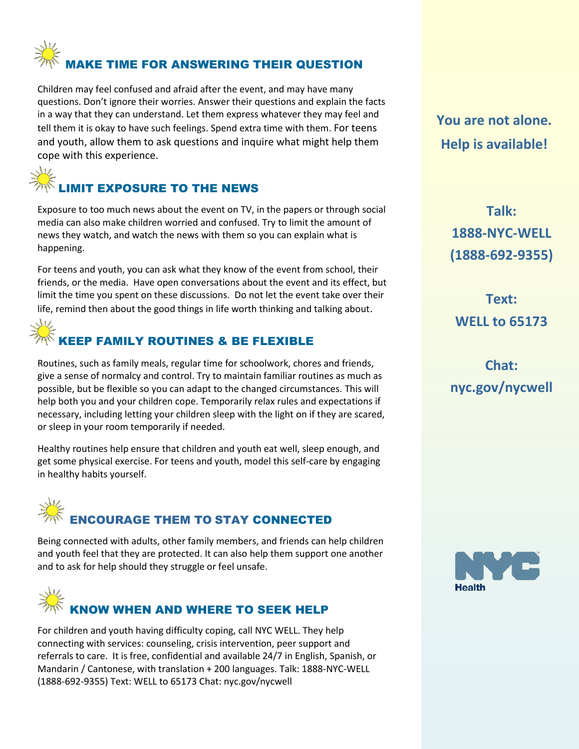## MAKE TIME FOR ANSWERING THEIR QUESTION

Children may feel confused and afraid after the event, and may have many questions. Don't ignore their worries. Answer their questions and explain the facts in a way that they can understand. Let them express whatever they may feel and tell them it is okay to have such feelings. Spend extra time with them. For teens and youth, allow them to ask questions and inquire what might help them cope with this experience.

## LIMIT EXPOSURE TO THE NEWS

Exposure to too much news about the event on TV, in the papers or through social media can also make children worried and confused. Try to limit the amount of news they watch, and watch the news with them so you can explain what is happening.

For teens and youth, you can ask what they know of the event from school, their friends, or the media. Have open conversations about the event and its effect, but limit the time you spent on these discussions. Do not let the event take over their life, remind then about the good things in life worth thinking and talking about.

## KEEP FAMILY ROUTINES & BE FLEXIBLE

Routines, such as family meals, regular time for schoolwork, chores and friends, give a sense of normalcy and control. Try to maintain familiar routines as much as possible, but be flexible so you can adapt to the changed circumstances. This will help both you and your children cope. Temporarily relax rules and expectations if necessary, including letting your children sleep with the light on if they are scared, or sleep in your room temporarily if needed.

Healthy routines help ensure that children and youth eat well, sleep enough, and get some physical exercise. For teens and youth, model this self-care by engaging in healthy habits yourself.

## ENCOURAGE THEM TO STAY CONNECTED

Being connected with adults, other family members, and friends can help children and youth feel that they are protected. It can also help them support one another and to ask for help should they struggle or feel unsafe.

## KNOW WHEN AND WHERE TO SEEK HELP

For children and youth having difficulty coping, call NYC WELL. They help connecting with services: counseling, crisis intervention, peer support and referrals to care. It is free, confidential and available 24/7 in English, Spanish, or Mandarin / Cantonese, with translation + 200 languages. Talk: 1888-NYC-WELL (1888-692-9355) Text: WELL to 65173 Chat: nyc.gov/nycwell

**You are not alone. Help is available!**

**Talk:**
**1888-NYC-WELL**
**(1888-692-9355)**

**Text:**
**WELL to 65173**

**Chat:**
**nyc.gov/nycwell**

NYC Health